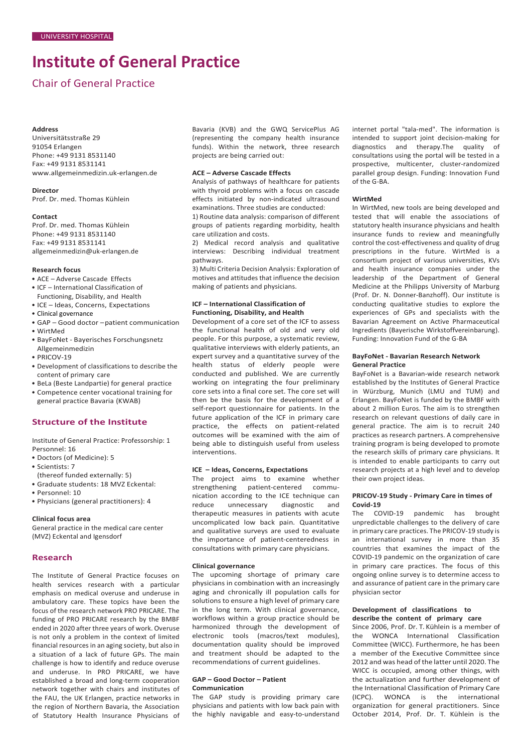UNIVERSITY HOSPITAL

# Institute of General Practice

## Chair of General Practice

**Address**
Universitätsstraße 29
91054 Erlangen
Phone: +49 9131 8531140
Fax: +49 9131 8531141
www.allgemeinmedizin.uk-erlangen.de

**Director**
Prof. Dr. med. Thomas Kühlein

**Contact**
Prof. Dr. med. Thomas Kühlein
Phone: +49 9131 8531140
Fax: +49 9131 8531141
allgemeinmedizin@uk-erlangen.de

**Research focus**

- ACE – Adverse Cascade Effects
- ICF – International Classification of Functioning, Disability, and Health
- ICE – Ideas, Concerns, Expectations
- Clinical governance
- GAP – Good doctor – patient communication
- WirtMed
- BayFoNet - Bayerisches Forschungsnetz Allgemeinmedizin
- PRICOV-19
- Development of classifications to describe the content of primary care
- BeLa (Beste Landpartie) for general practice
- Competence center vocational training for general practice Bavaria (KWAB)

## Structure of the Institute

Institute of General Practice: Professorship: 1
Personnel: 16

- Doctors (of Medicine): 5
- Scientists: 7
  (thereof funded externally: 5)
- Graduate students: 18 MVZ Eckental:
- Personnel: 10
- Physicians (general practitioners): 4

**Clinical focus area**
General practice in the medical care center (MVZ) Eckental and Igensdorf

## Research

The Institute of General Practice focuses on health services research with a particular emphasis on medical overuse and underuse in ambulatory care. These topics have been the focus of the research network PRO PRICARE. The funding of PRO PRICARE research by the BMBF ended in 2020 after three years of work. Overuse is not only a problem in the context of limited financial resources in an aging society, but also in a situation of a lack of future GPs. The main challenge is how to identify and reduce overuse and underuse. In PRO PRICARE, we have established a broad and long-term cooperation network together with chairs and institutes of the FAU, the UK Erlangen, practice networks in the region of Northern Bavaria, the Association of Statutory Health Insurance Physicians of Bavaria (KVB) and the GWQ ServicePlus AG (representing the company health insurance funds). Within the network, three research projects are being carried out:

### ACE – Adverse Cascade Effects

Analysis of pathways of healthcare for patients with thyroid problems with a focus on cascade effects initiated by non-indicated ultrasound examinations. Three studies are conducted:

1) Routine data analysis: comparison of different groups of patients regarding morbidity, health care utilization and costs.

2) Medical record analysis and qualitative interviews: Describing individual treatment pathways.

3) Multi Criteria Decision Analysis: Exploration of motives and attitudes that influence the decision making of patients and physicians.

### ICF – International Classification of Functioning, Disability, and Health

Development of a core set of the ICF to assess the functional health of old and very old people. For this purpose, a systematic review, qualitative interviews with elderly patients, an expert survey and a quantitative survey of the health status of elderly people were conducted and published. We are currently working on integrating the four preliminary core sets into a final core set. The core set will then be the basis for the development of a self-report questionnaire for patients. In the future application of the ICF in primary care practice, the effects on patient-related outcomes will be examined with the aim of being able to distinguish useful from useless interventions.

### ICE – Ideas, Concerns, Expectations

The project aims to examine whether strengthening patient-centered communication according to the ICE technique can reduce unnecessary diagnostic and therapeutic measures in patients with acute uncomplicated low back pain. Quantitative and qualitative surveys are used to evaluate the importance of patient-centeredness in consultations with primary care physicians.

### Clinical governance

The upcoming shortage of primary care physicians in combination with an increasingly aging and chronically ill population calls for solutions to ensure a high level of primary care in the long term. With clinical governance, workflows within a group practice should be harmonized through the development of electronic tools (macros/text modules), documentation quality should be improved and treatment should be adapted to the recommendations of current guidelines.

### GAP – Good Doctor – Patient Communication

The GAP study is providing primary care physicians and patients with low back pain with the highly navigable and easy-to-understand internet portal "tala-med". The information is intended to support joint decision-making for diagnostics and therapy.The quality of consultations using the portal will be tested in a prospective, multicenter, cluster-randomized parallel group design. Funding: Innovation Fund of the G-BA.

### WirtMed

In WirtMed, new tools are being developed and tested that will enable the associations of statutory health insurance physicians and health insurance funds to review and meaningfully control the cost-effectiveness and quality of drug prescriptions in the future. WirtMed is a consortium project of various universities, KVs and health insurance companies under the leadership of the Department of General Medicine at the Philipps University of Marburg (Prof. Dr. N. Donner-Banzhoff). Our institute is conducting qualitative studies to explore the experiences of GPs and specialists with the Bavarian Agreement on Active Pharmaceutical Ingredients (Bayerische Wirkstoffvereinbarung). Funding: Innovation Fund of the G-BA

### BayFoNet - Bavarian Research Network General Practice

BayFoNet is a Bavarian-wide research network established by the Institutes of General Practice in Würzburg, Munich (LMU and TUM) and Erlangen. BayFoNet is funded by the BMBF with about 2 million Euros. The aim is to strengthen research on relevant questions of daily care in general practice. The aim is to recruit 240 practices as research partners. A comprehensive training program is being developed to promote the research skills of primary care physicians. It is intended to enable participants to carry out research projects at a high level and to develop their own project ideas.

### PRICOV-19 Study - Primary Care in times of Covid-19

The COVID-19 pandemic has brought unpredictable challenges to the delivery of care in primary care practices. The PRICOV-19 study is an international survey in more than 35 countries that examines the impact of the COVID-19 pandemic on the organization of care in primary care practices. The focus of this ongoing online survey is to determine access to and assurance of patient care in the primary care physician sector

### Development of classifications to describe the content of primary care

Since 2006, Prof. Dr. T. Kühlein is a member of the WONCA International Classification Committee (WICC). Furthermore, he has been a member of the Executive Committee since 2012 and was head of the latter until 2020. The WICC is occupied, among other things, with the actualization and further development of the International Classification of Primary Care (ICPC). WONCA is the international organization for general practitioners. Since October 2014, Prof. Dr. T. Kühlein is the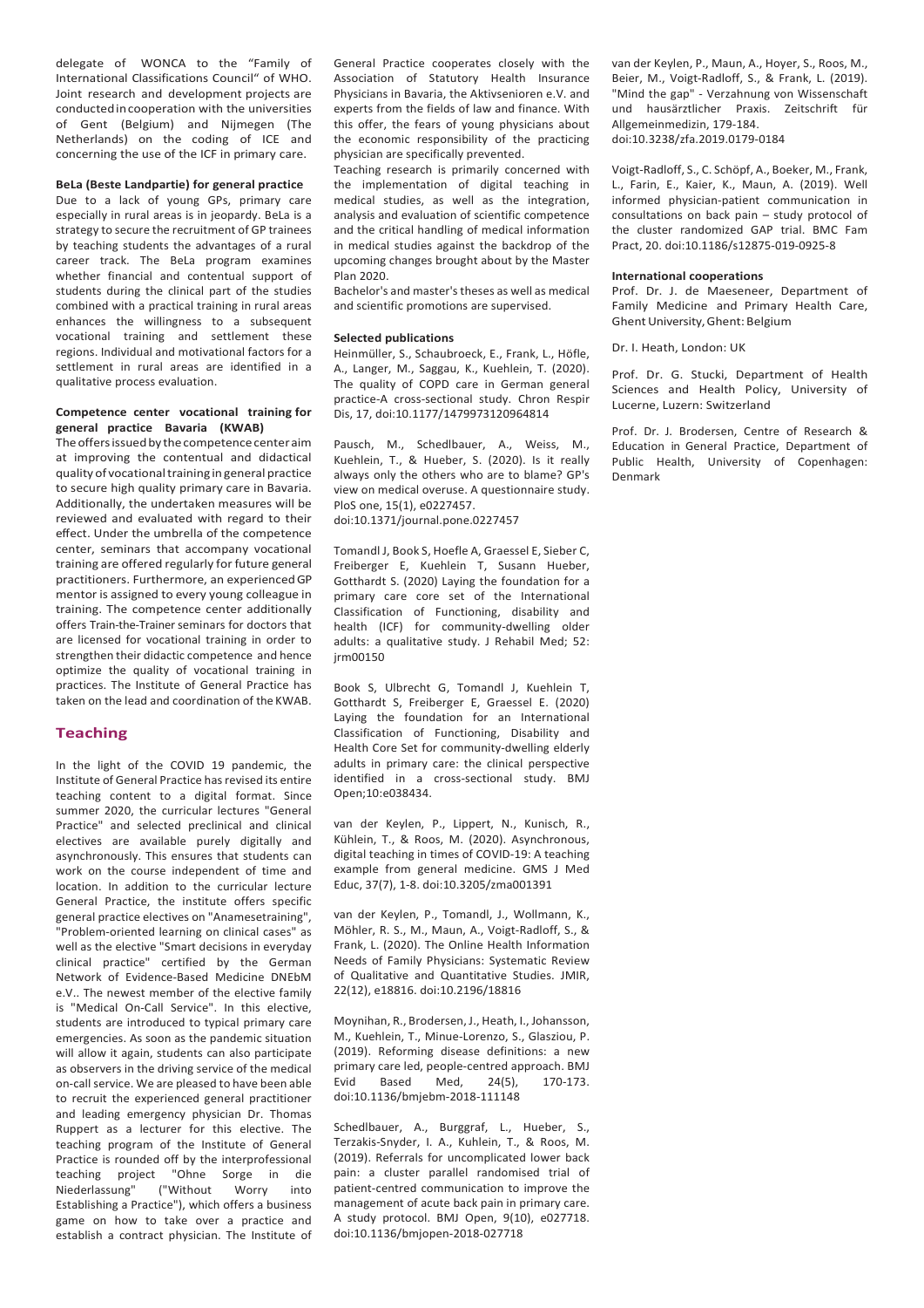delegate of WONCA to the "Family of International Classifications Council" of WHO. Joint research and development projects are conducted in cooperation with the universities of Gent (Belgium) and Nijmegen (The Netherlands) on the coding of ICE and concerning the use of the ICF in primary care.

**BeLa (Beste Landpartie) for general practice**

Due to a lack of young GPs, primary care especially in rural areas is in jeopardy. BeLa is a strategy to secure the recruitment of GP trainees by teaching students the advantages of a rural career track. The BeLa program examines whether financial and contentual support of students during the clinical part of the studies combined with a practical training in rural areas enhances the willingness to a subsequent vocational training and settlement these regions. Individual and motivational factors for a settlement in rural areas are identified in a qualitative process evaluation.

**Competence center vocational training for general practice Bavaria (KWAB)**

The offers issued by the competence center aim at improving the contentual and didactical quality of vocational training in general practice to secure high quality primary care in Bavaria. Additionally, the undertaken measures will be reviewed and evaluated with regard to their effect. Under the umbrella of the competence center, seminars that accompany vocational training are offered regularly for future general practitioners. Furthermore, an experienced GP mentor is assigned to every young colleague in training. The competence center additionally offers Train-the-Trainer seminars for doctors that are licensed for vocational training in order to strengthen their didactic competence and hence optimize the quality of vocational training in practices. The Institute of General Practice has taken on the lead and coordination of the KWAB.

## Teaching

In the light of the COVID 19 pandemic, the Institute of General Practice has revised its entire teaching content to a digital format. Since summer 2020, the curricular lectures "General Practice" and selected preclinical and clinical electives are available purely digitally and asynchronously. This ensures that students can work on the course independent of time and location. In addition to the curricular lecture General Practice, the institute offers specific general practice electives on "Anamesetraining", "Problem-oriented learning on clinical cases" as well as the elective "Smart decisions in everyday clinical practice" certified by the German Network of Evidence-Based Medicine DNEbM e.V.. The newest member of the elective family is "Medical On-Call Service". In this elective, students are introduced to typical primary care emergencies. As soon as the pandemic situation will allow it again, students can also participate as observers in the driving service of the medical on-call service. We are pleased to have been able to recruit the experienced general practitioner and leading emergency physician Dr. Thomas Ruppert as a lecturer for this elective. The teaching program of the Institute of General Practice is rounded off by the interprofessional teaching project "Ohne Sorge in die Niederlassung" ("Without Worry into Establishing a Practice"), which offers a business game on how to take over a practice and establish a contract physician. The Institute of General Practice cooperates closely with the Association of Statutory Health Insurance Physicians in Bavaria, the Aktivsenioren e.V. and experts from the fields of law and finance. With this offer, the fears of young physicians about the economic responsibility of the practicing physician are specifically prevented.

Teaching research is primarily concerned with the implementation of digital teaching in medical studies, as well as the integration, analysis and evaluation of scientific competence and the critical handling of medical information in medical studies against the backdrop of the upcoming changes brought about by the Master Plan 2020.

Bachelor's and master's theses as well as medical and scientific promotions are supervised.

**Selected publications**

Heinmüller, S., Schaubroeck, E., Frank, L., Höfle, A., Langer, M., Saggau, K., Kuehlein, T. (2020). The quality of COPD care in German general practice-A cross-sectional study. Chron Respir Dis, 17, doi:10.1177/1479973120964814

Pausch, M., Schedlbauer, A., Weiss, M., Kuehlein, T., & Hueber, S. (2020). Is it really always only the others who are to blame? GP's view on medical overuse. A questionnaire study. PloS one, 15(1), e0227457. doi:10.1371/journal.pone.0227457

Tomandl J, Book S, Hoefle A, Graessel E, Sieber C, Freiberger E, Kuehlein T, Susann Hueber, Gotthardt S. (2020) Laying the foundation for a primary care core set of the International Classification of Functioning, disability and health (ICF) for community-dwelling older adults: a qualitative study. J Rehabil Med; 52: jrm00150

Book S, Ulbrecht G, Tomandl J, Kuehlein T, Gotthardt S, Freiberger E, Graessel E. (2020) Laying the foundation for an International Classification of Functioning, Disability and Health Core Set for community-dwelling elderly adults in primary care: the clinical perspective identified in a cross-sectional study. BMJ Open;10:e038434.

van der Keylen, P., Lippert, N., Kunisch, R., Kühlein, T., & Roos, M. (2020). Asynchronous, digital teaching in times of COVID-19: A teaching example from general medicine. GMS J Med Educ, 37(7), 1-8. doi:10.3205/zma001391

van der Keylen, P., Tomandl, J., Wollmann, K., Möhler, R. S., M., Maun, A., Voigt-Radloff, S., & Frank, L. (2020). The Online Health Information Needs of Family Physicians: Systematic Review of Qualitative and Quantitative Studies. JMIR, 22(12), e18816. doi:10.2196/18816

Moynihan, R., Brodersen, J., Heath, I., Johansson, M., Kuehlein, T., Minue-Lorenzo, S., Glasziou, P. (2019). Reforming disease definitions: a new primary care led, people-centred approach. BMJ Evid Based Med, 24(5), 170-173. doi:10.1136/bmjebm-2018-111148

Schedlbauer, A., Burggraf, L., Hueber, S., Terzakis-Snyder, I. A., Kuhlein, T., & Roos, M. (2019). Referrals for uncomplicated lower back pain: a cluster parallel randomised trial of patient-centred communication to improve the management of acute back pain in primary care. A study protocol. BMJ Open, 9(10), e027718. doi:10.1136/bmjopen-2018-027718

van der Keylen, P., Maun, A., Hoyer, S., Roos, M., Beier, M., Voigt-Radloff, S., & Frank, L. (2019). "Mind the gap" - Verzahnung von Wissenschaft und hausärztlicher Praxis. Zeitschrift für Allgemeinmedizin, 179-184. doi:10.3238/zfa.2019.0179-0184

Voigt-Radloff, S., C. Schöpf, A., Boeker, M., Frank, L., Farin, E., Kaier, K., Maun, A. (2019). Well informed physician-patient communication in consultations on back pain – study protocol of the cluster randomized GAP trial. BMC Fam Pract, 20. doi:10.1186/s12875-019-0925-8

**International cooperations**

Prof. Dr. J. de Maeseneer, Department of Family Medicine and Primary Health Care, Ghent University, Ghent: Belgium

Dr. I. Heath, London: UK

Prof. Dr. G. Stucki, Department of Health Sciences and Health Policy, University of Lucerne, Luzern: Switzerland

Prof. Dr. J. Brodersen, Centre of Research & Education in General Practice, Department of Public Health, University of Copenhagen: Denmark